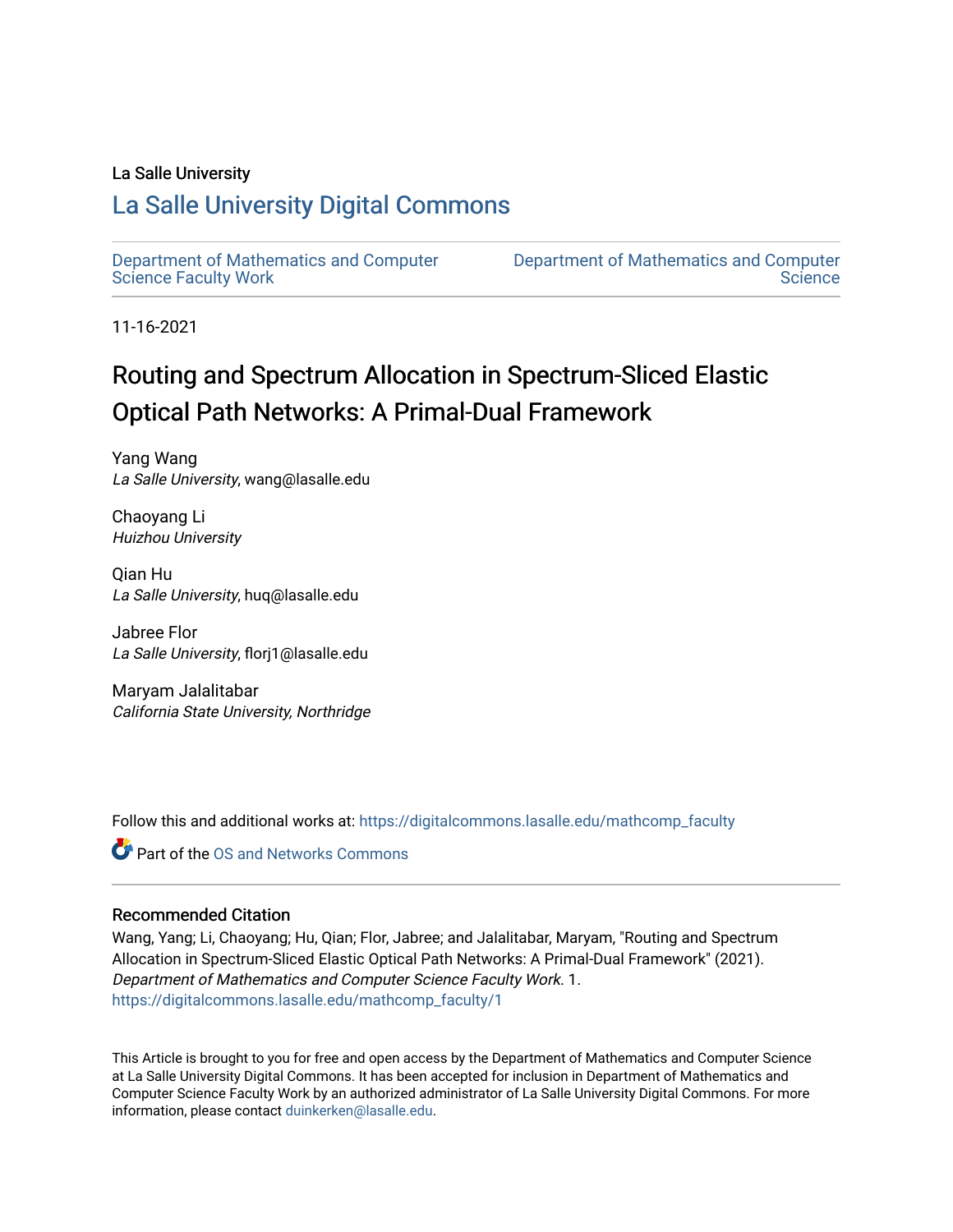La Salle University

# La Salle University Digital Commons

Department of Mathematics and Computer Science Faculty Work | Department of Mathematics and Computer Science

11-16-2021

# Routing and Spectrum Allocation in Spectrum-Sliced Elastic Optical Path Networks: A Primal-Dual Framework

Yang Wang
*La Salle University*, wang@lasalle.edu

Chaoyang Li
*Huizhou University*

Qian Hu
*La Salle University*, huq@lasalle.edu

Jabree Flor
*La Salle University*, florj1@lasalle.edu

Maryam Jalalitabar
*California State University, Northridge*

Follow this and additional works at: https://digitalcommons.lasalle.edu/mathcomp_faculty

Part of the OS and Networks Commons

## Recommended Citation

Wang, Yang; Li, Chaoyang; Hu, Qian; Flor, Jabree; and Jalalitabar, Maryam, "Routing and Spectrum Allocation in Spectrum-Sliced Elastic Optical Path Networks: A Primal-Dual Framework" (2021). *Department of Mathematics and Computer Science Faculty Work*. 1.
https://digitalcommons.lasalle.edu/mathcomp_faculty/1

This Article is brought to you for free and open access by the Department of Mathematics and Computer Science at La Salle University Digital Commons. It has been accepted for inclusion in Department of Mathematics and Computer Science Faculty Work by an authorized administrator of La Salle University Digital Commons. For more information, please contact duinkerken@lasalle.edu.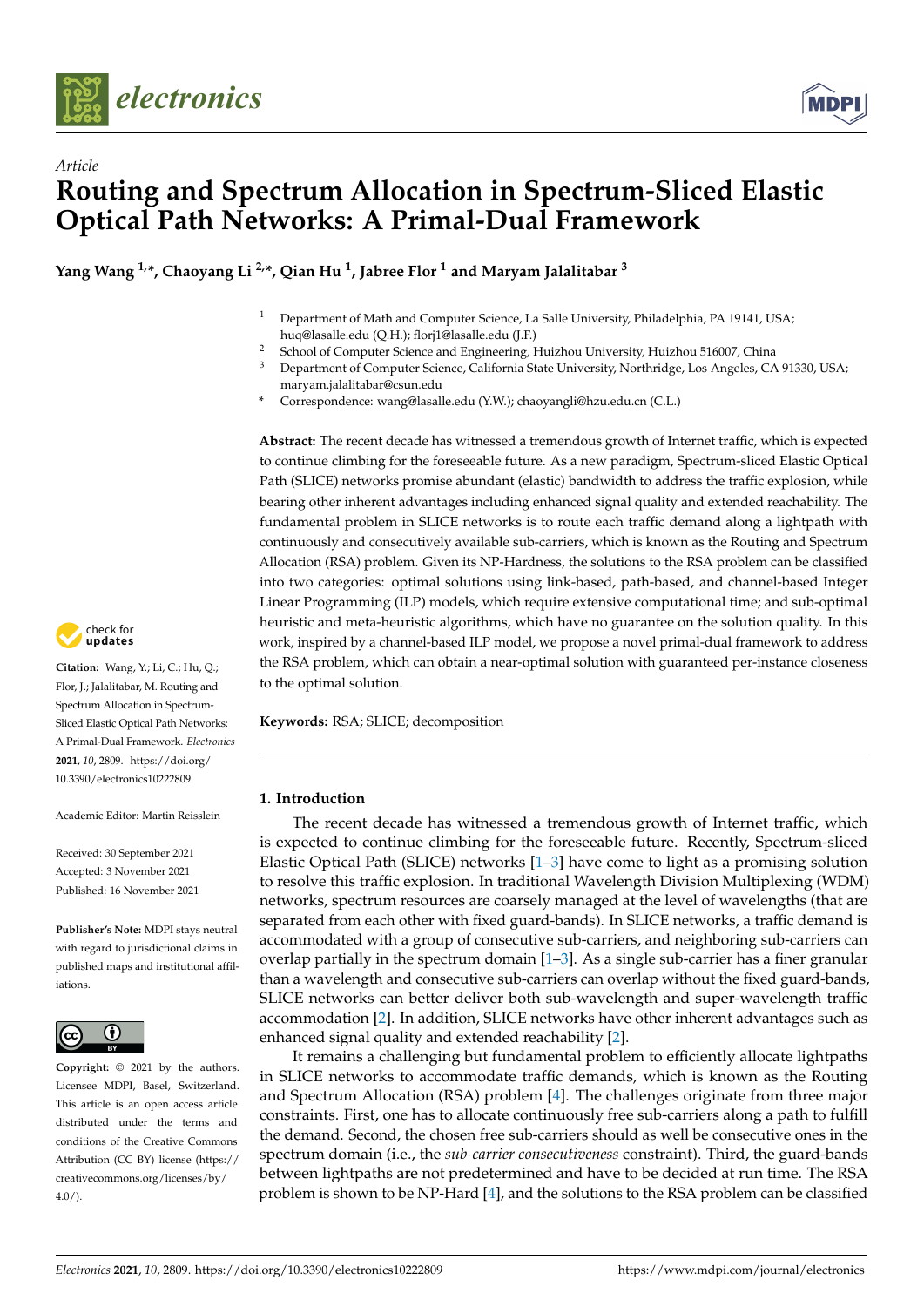# Article

# Routing and Spectrum Allocation in Spectrum-Sliced Elastic Optical Path Networks: A Primal-Dual Framework

**Yang Wang [1,*], Chaoyang Li [2,*], Qian Hu [1], Jabree Flor [1] and Maryam Jalalitabar [3]**

[1] Department of Math and Computer Science, La Salle University, Philadelphia, PA 19141, USA; huq@lasalle.edu (Q.H.); florj1@lasalle.edu (J.F.)
[2] School of Computer Science and Engineering, Huizhou University, Huizhou 516007, China
[3] Department of Computer Science, California State University, Northridge, Los Angeles, CA 91330, USA; maryam.jalalitabar@csun.edu
\* Correspondence: wang@lasalle.edu (Y.W.); chaoyangli@hzu.edu.cn (C.L.)

**Citation:** Wang, Y.; Li, C.; Hu, Q.; Flor, J.; Jalalitabar, M. Routing and Spectrum Allocation in Spectrum-Sliced Elastic Optical Path Networks: A Primal-Dual Framework. *Electronics* **2021**, *10*, 2809. https://doi.org/10.3390/electronics10222809

Academic Editor: Martin Reisslein

Received: 30 September 2021
Accepted: 3 November 2021
Published: 16 November 2021

**Publisher's Note:** MDPI stays neutral with regard to jurisdictional claims in published maps and institutional affiliations.

**Copyright:** © 2021 by the authors. Licensee MDPI, Basel, Switzerland. This article is an open access article distributed under the terms and conditions of the Creative Commons Attribution (CC BY) license (https://creativecommons.org/licenses/by/4.0/).

**Abstract:** The recent decade has witnessed a tremendous growth of Internet traffic, which is expected to continue climbing for the foreseeable future. As a new paradigm, Spectrum-sliced Elastic Optical Path (SLICE) networks promise abundant (elastic) bandwidth to address the traffic explosion, while bearing other inherent advantages including enhanced signal quality and extended reachability. The fundamental problem in SLICE networks is to route each traffic demand along a lightpath with continuously and consecutively available sub-carriers, which is known as the Routing and Spectrum Allocation (RSA) problem. Given its NP-Hardness, the solutions to the RSA problem can be classified into two categories: optimal solutions using link-based, path-based, and channel-based Integer Linear Programming (ILP) models, which require extensive computational time; and sub-optimal heuristic and meta-heuristic algorithms, which have no guarantee on the solution quality. In this work, inspired by a channel-based ILP model, we propose a novel primal-dual framework to address the RSA problem, which can obtain a near-optimal solution with guaranteed per-instance closeness to the optimal solution.

**Keywords:** RSA; SLICE; decomposition

## 1. Introduction

The recent decade has witnessed a tremendous growth of Internet traffic, which is expected to continue climbing for the foreseeable future. Recently, Spectrum-sliced Elastic Optical Path (SLICE) networks [1–3] have come to light as a promising solution to resolve this traffic explosion. In traditional Wavelength Division Multiplexing (WDM) networks, spectrum resources are coarsely managed at the level of wavelengths (that are separated from each other with fixed guard-bands). In SLICE networks, a traffic demand is accommodated with a group of consecutive sub-carriers, and neighboring sub-carriers can overlap partially in the spectrum domain [1–3]. As a single sub-carrier has a finer granular than a wavelength and consecutive sub-carriers can overlap without the fixed guard-bands, SLICE networks can better deliver both sub-wavelength and super-wavelength traffic accommodation [2]. In addition, SLICE networks have other inherent advantages such as enhanced signal quality and extended reachability [2].

It remains a challenging but fundamental problem to efficiently allocate lightpaths in SLICE networks to accommodate traffic demands, which is known as the Routing and Spectrum Allocation (RSA) problem [4]. The challenges originate from three major constraints. First, one has to allocate continuously free sub-carriers along a path to fulfill the demand. Second, the chosen free sub-carriers should as well be consecutive ones in the spectrum domain (i.e., the *sub-carrier consecutiveness* constraint). Third, the guard-bands between lightpaths are not predetermined and have to be decided at run time. The RSA problem is shown to be NP-Hard [4], and the solutions to the RSA problem can be classified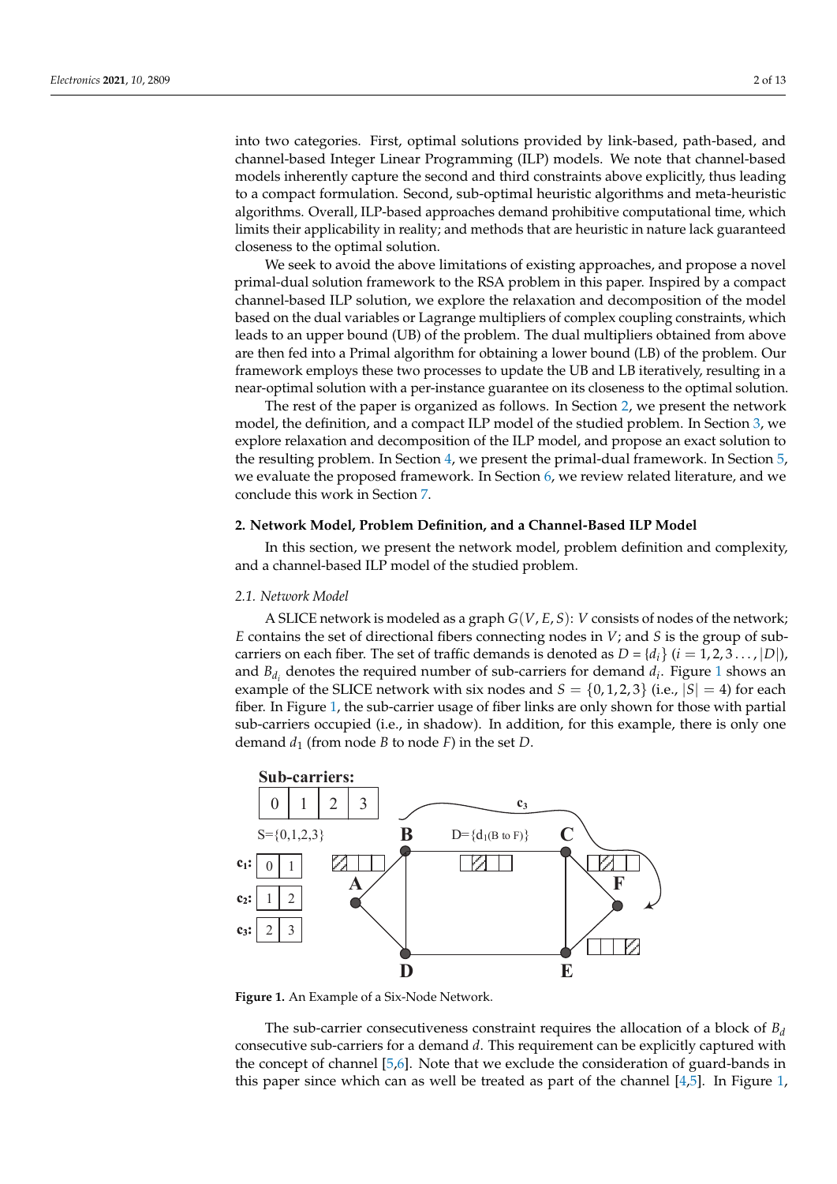into two categories. First, optimal solutions provided by link-based, path-based, and channel-based Integer Linear Programming (ILP) models. We note that channel-based models inherently capture the second and third constraints above explicitly, thus leading to a compact formulation. Second, sub-optimal heuristic algorithms and meta-heuristic algorithms. Overall, ILP-based approaches demand prohibitive computational time, which limits their applicability in reality; and methods that are heuristic in nature lack guaranteed closeness to the optimal solution.

We seek to avoid the above limitations of existing approaches, and propose a novel primal-dual solution framework to the RSA problem in this paper. Inspired by a compact channel-based ILP solution, we explore the relaxation and decomposition of the model based on the dual variables or Lagrange multipliers of complex coupling constraints, which leads to an upper bound (UB) of the problem. The dual multipliers obtained from above are then fed into a Primal algorithm for obtaining a lower bound (LB) of the problem. Our framework employs these two processes to update the UB and LB iteratively, resulting in a near-optimal solution with a per-instance guarantee on its closeness to the optimal solution.

The rest of the paper is organized as follows. In Section 2, we present the network model, the definition, and a compact ILP model of the studied problem. In Section 3, we explore relaxation and decomposition of the ILP model, and propose an exact solution to the resulting problem. In Section 4, we present the primal-dual framework. In Section 5, we evaluate the proposed framework. In Section 6, we review related literature, and we conclude this work in Section 7.

## 2. Network Model, Problem Definition, and a Channel-Based ILP Model

In this section, we present the network model, problem definition and complexity, and a channel-based ILP model of the studied problem.

### 2.1. Network Model

A SLICE network is modeled as a graph $G(V, E, S)$: $V$ consists of nodes of the network; $E$ contains the set of directional fibers connecting nodes in $V$; and $S$ is the group of sub-carriers on each fiber. The set of traffic demands is denoted as $D = \{d_i\}$ $(i = 1, 2, 3 \ldots, |D|)$, and $B_{d_i}$ denotes the required number of sub-carriers for demand $d_i$. Figure 1 shows an example of the SLICE network with six nodes and $S = \{0, 1, 2, 3\}$ (i.e., $|S| = 4$) for each fiber. In Figure 1, the sub-carrier usage of fiber links are only shown for those with partial sub-carriers occupied (i.e., in shadow). In addition, for this example, there is only one demand $d_1$ (from node $B$ to node $F$) in the set $D$.

**Figure 1.** An Example of a Six-Node Network.

The sub-carrier consecutiveness constraint requires the allocation of a block of $B_d$ consecutive sub-carriers for a demand $d$. This requirement can be explicitly captured with the concept of channel [5,6]. Note that we exclude the consideration of guard-bands in this paper since which can as well be treated as part of the channel [4,5]. In Figure 1,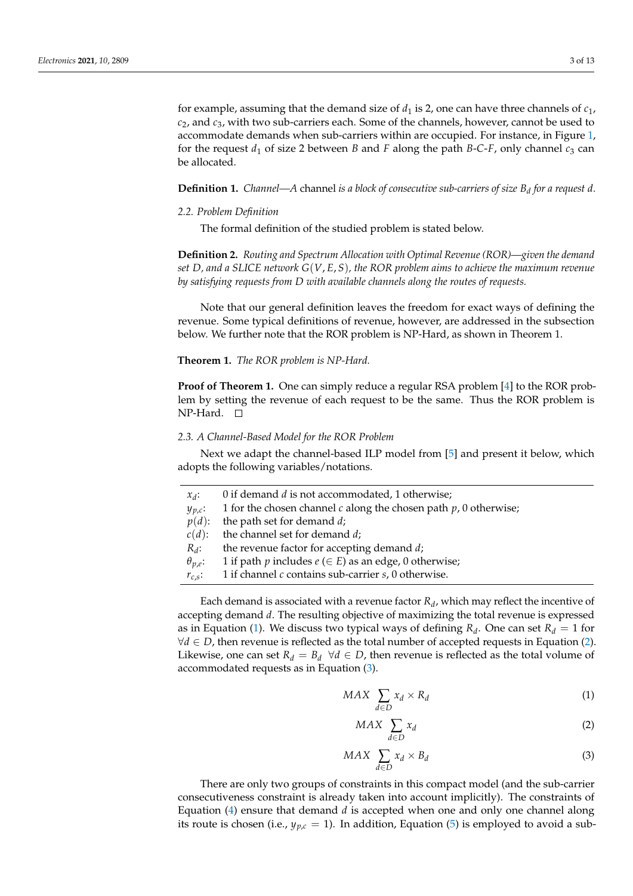for example, assuming that the demand size of $d_1$ is 2, one can have three channels of $c_1$, $c_2$, and $c_3$, with two sub-carriers each. Some of the channels, however, cannot be used to accommodate demands when sub-carriers within are occupied. For instance, in Figure 1, for the request $d_1$ of size 2 between $B$ and $F$ along the path $B$-$C$-$F$, only channel $c_3$ can be allocated.

**Definition 1.** *Channel—A* channel *is a block of consecutive sub-carriers of size $B_d$ for a request $d$.*

### *2.2. Problem Definition*

The formal definition of the studied problem is stated below.

**Definition 2.** *Routing and Spectrum Allocation with Optimal Revenue (ROR)—given the demand set $D$, and a SLICE network $G(V, E, S)$, the ROR problem aims to achieve the maximum revenue by satisfying requests from $D$ with available channels along the routes of requests.*

Note that our general definition leaves the freedom for exact ways of defining the revenue. Some typical definitions of revenue, however, are addressed in the subsection below. We further note that the ROR problem is NP-Hard, as shown in Theorem 1.

**Theorem 1.** *The ROR problem is NP-Hard.*

**Proof of Theorem 1.** One can simply reduce a regular RSA problem [4] to the ROR problem by setting the revenue of each request to be the same. Thus the ROR problem is NP-Hard. □

### *2.3. A Channel-Based Model for the ROR Problem*

Next we adapt the channel-based ILP model from [5] and present it below, which adopts the following variables/notations.

| | |
|---|---|
| $x_d$: | 0 if demand $d$ is not accommodated, 1 otherwise; |
| $y_{p,c}$: | 1 for the chosen channel $c$ along the chosen path $p$, 0 otherwise; |
| $p(d)$: | the path set for demand $d$; |
| $c(d)$: | the channel set for demand $d$; |
| $R_d$: | the revenue factor for accepting demand $d$; |
| $\theta_{p,e}$: | 1 if path $p$ includes $e$ ($\in E$) as an edge, 0 otherwise; |
| $r_{c,s}$: | 1 if channel $c$ contains sub-carrier $s$, 0 otherwise. |

Each demand is associated with a revenue factor $R_d$, which may reflect the incentive of accepting demand $d$. The resulting objective of maximizing the total revenue is expressed as in Equation (1). We discuss two typical ways of defining $R_d$. One can set $R_d = 1$ for $\forall d \in D$, then revenue is reflected as the total number of accepted requests in Equation (2). Likewise, one can set $R_d = B_d \;\; \forall d \in D$, then revenue is reflected as the total volume of accommodated requests as in Equation (3).

$$MAX \sum_{d \in D} x_d \times R_d \tag{1}$$

$$MAX \sum_{d \in D} x_d \tag{2}$$

$$MAX \sum_{d \in D} x_d \times B_d \tag{3}$$

There are only two groups of constraints in this compact model (and the sub-carrier consecutiveness constraint is already taken into account implicitly). The constraints of Equation (4) ensure that demand $d$ is accepted when one and only one channel along its route is chosen (i.e., $y_{p,c} = 1$). In addition, Equation (5) is employed to avoid a sub-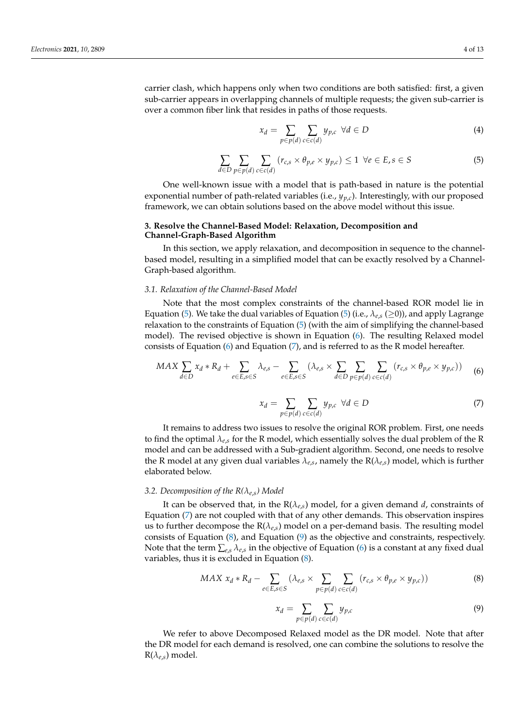carrier clash, which happens only when two conditions are both satisfied: first, a given sub-carrier appears in overlapping channels of multiple requests; the given sub-carrier is over a common fiber link that resides in paths of those requests.

$$x_d = \sum_{p \in p(d)} \sum_{c \in c(d)} y_{p,c} \ \ \forall d \in D \tag{4}$$

$$\sum_{d \in D} \sum_{p \in p(d)} \sum_{c \in c(d)} (r_{c,s} \times \theta_{p,e} \times y_{p,c}) \leq 1 \ \ \forall e \in E, s \in S \tag{5}$$

One well-known issue with a model that is path-based in nature is the potential exponential number of path-related variables (i.e., $y_{p,c}$). Interestingly, with our proposed framework, we can obtain solutions based on the above model without this issue.

## 3. Resolve the Channel-Based Model: Relaxation, Decomposition and Channel-Graph-Based Algorithm

In this section, we apply relaxation, and decomposition in sequence to the channel-based model, resulting in a simplified model that can be exactly resolved by a Channel-Graph-based algorithm.

### *3.1. Relaxation of the Channel-Based Model*

Note that the most complex constraints of the channel-based ROR model lie in Equation (5). We take the dual variables of Equation (5) (i.e., $\lambda_{e,s}$ ($\geq$0)), and apply Lagrange relaxation to the constraints of Equation (5) (with the aim of simplifying the channel-based model). The revised objective is shown in Equation (6). The resulting Relaxed model consists of Equation (6) and Equation (7), and is referred to as the R model hereafter.

$$MAX \sum_{d \in D} x_d * R_d + \sum_{e \in E, s \in S} \lambda_{e,s} - \sum_{e \in E, s \in S} (\lambda_{e,s} \times \sum_{d \in D} \sum_{p \in p(d)} \sum_{c \in c(d)} (r_{c,s} \times \theta_{p,e} \times y_{p,c})) \tag{6}$$

$$x_d = \sum_{p \in p(d)} \sum_{c \in c(d)} y_{p,c} \ \ \forall d \in D \tag{7}$$

It remains to address two issues to resolve the original ROR problem. First, one needs to find the optimal $\lambda_{e,s}$ for the R model, which essentially solves the dual problem of the R model and can be addressed with a Sub-gradient algorithm. Second, one needs to resolve the R model at any given dual variables $\lambda_{e,s}$, namely the R($\lambda_{e,s}$) model, which is further elaborated below.

### *3.2. Decomposition of the R($\lambda_{e,s}$) Model*

It can be observed that, in the R($\lambda_{e,s}$) model, for a given demand $d$, constraints of Equation (7) are not coupled with that of any other demands. This observation inspires us to further decompose the R($\lambda_{e,s}$) model on a per-demand basis. The resulting model consists of Equation (8), and Equation (9) as the objective and constraints, respectively. Note that the term $\sum_{e,s} \lambda_{e,s}$ in the objective of Equation (6) is a constant at any fixed dual variables, thus it is excluded in Equation (8).

$$MAX \ x_d * R_d - \sum_{e \in E, s \in S} (\lambda_{e,s} \times \sum_{p \in p(d)} \sum_{c \in c(d)} (r_{c,s} \times \theta_{p,e} \times y_{p,c})) \tag{8}$$

$$x_d = \sum_{p \in p(d)} \sum_{c \in c(d)} y_{p,c} \tag{9}$$

We refer to above Decomposed Relaxed model as the DR model. Note that after the DR model for each demand is resolved, one can combine the solutions to resolve the R($\lambda_{e,s}$) model.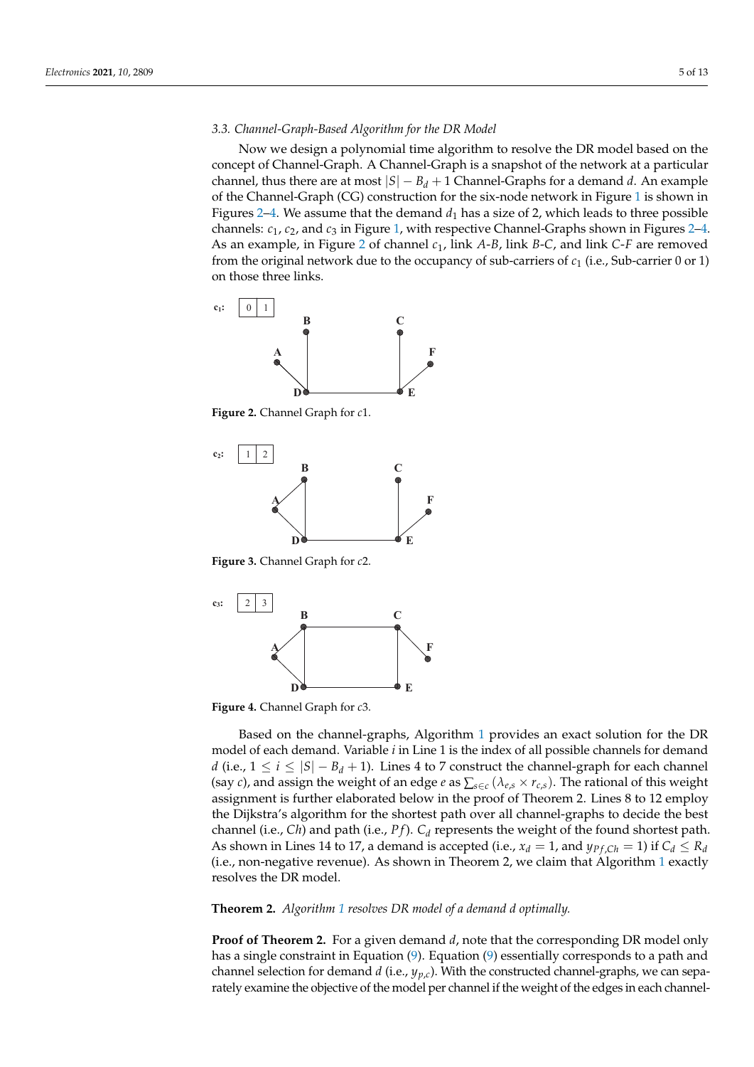### 3.3. Channel-Graph-Based Algorithm for the DR Model

Now we design a polynomial time algorithm to resolve the DR model based on the concept of Channel-Graph. A Channel-Graph is a snapshot of the network at a particular channel, thus there are at most $|S| - B_d + 1$ Channel-Graphs for a demand $d$. An example of the Channel-Graph (CG) construction for the six-node network in Figure 1 is shown in Figures 2–4. We assume that the demand $d_1$ has a size of 2, which leads to three possible channels: $c_1$, $c_2$, and $c_3$ in Figure 1, with respective Channel-Graphs shown in Figures 2–4. As an example, in Figure 2 of channel $c_1$, link *A*-*B*, link *B*-*C*, and link *C*-*F* are removed from the original network due to the occupancy of sub-carriers of $c_1$ (i.e., Sub-carrier 0 or 1) on those three links.

**Figure 2.** Channel Graph for *c*1.

**Figure 3.** Channel Graph for *c*2.

**Figure 4.** Channel Graph for *c*3.

Based on the channel-graphs, Algorithm 1 provides an exact solution for the DR model of each demand. Variable *i* in Line 1 is the index of all possible channels for demand *d* (i.e., $1 \leq i \leq |S| - B_d + 1$). Lines 4 to 7 construct the channel-graph for each channel (say *c*), and assign the weight of an edge *e* as $\sum_{s \in c} (\lambda_{e,s} \times r_{c,s})$. The rational of this weight assignment is further elaborated below in the proof of Theorem 2. Lines 8 to 12 employ the Dijkstra's algorithm for the shortest path over all channel-graphs to decide the best channel (i.e., *Ch*) and path (i.e., *Pf*). $C_d$ represents the weight of the found shortest path. As shown in Lines 14 to 17, a demand is accepted (i.e., $x_d = 1$, and $y_{Pf,Ch} = 1$) if $C_d \leq R_d$ (i.e., non-negative revenue). As shown in Theorem 2, we claim that Algorithm 1 exactly resolves the DR model.

**Theorem 2.** *Algorithm 1 resolves DR model of a demand d optimally.*

**Proof of Theorem 2.** For a given demand *d*, note that the corresponding DR model only has a single constraint in Equation (9). Equation (9) essentially corresponds to a path and channel selection for demand *d* (i.e., $y_{p,c}$). With the constructed channel-graphs, we can separately examine the objective of the model per channel if the weight of the edges in each channel-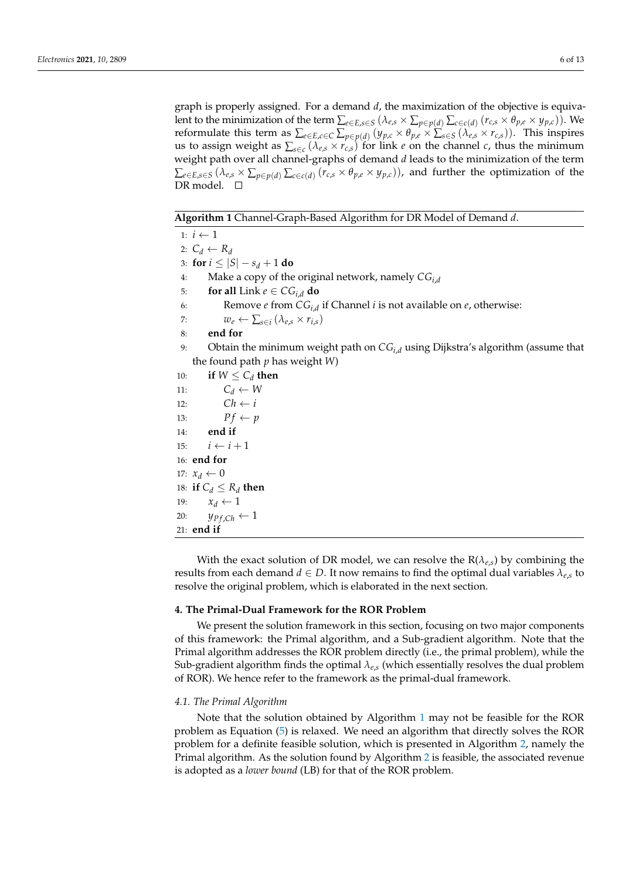graph is properly assigned. For a demand $d$, the maximization of the objective is equivalent to the minimization of the term $\sum_{e \in E, s \in S} (\lambda_{e,s} \times \sum_{p \in p(d)} \sum_{c \in c(d)} (r_{c,s} \times \theta_{p,e} \times y_{p,c}))$. We reformulate this term as $\sum_{e \in E, c \in C} \sum_{p \in p(d)} (y_{p,c} \times \theta_{p,e} \times \sum_{s \in S} (\lambda_{e,s} \times r_{c,s}))$. This inspires us to assign weight as $\sum_{s \in c} (\lambda_{e,s} \times r_{c,s})$ for link $e$ on the channel $c$, thus the minimum weight path over all channel-graphs of demand $d$ leads to the minimization of the term $\sum_{e \in E, s \in S} (\lambda_{e,s} \times \sum_{p \in p(d)} \sum_{c \in c(d)} (r_{c,s} \times \theta_{p,e} \times y_{p,c}))$, and further the optimization of the DR model. □

**Algorithm 1** Channel-Graph-Based Algorithm for DR Model of Demand $d$.

```
1: i ← 1
2: C_d ← R_d
3: for i ≤ |S| − s_d + 1 do
4:     Make a copy of the original network, namely CG_{i,d}
5:     for all Link e ∈ CG_{i,d} do
6:         Remove e from CG_{i,d} if Channel i is not available on e, otherwise:
7:         w_e ← Σ_{s∈i} (λ_{e,s} × r_{i,s})
8:     end for
9:     Obtain the minimum weight path on CG_{i,d} using Dijkstra's algorithm (assume that
   the found path p has weight W)
10:    if W ≤ C_d then
11:        C_d ← W
12:        Ch ← i
13:        Pf ← p
14:    end if
15:    i ← i + 1
16: end for
17: x_d ← 0
18: if C_d ≤ R_d then
19:     x_d ← 1
20:     y_{Pf,Ch} ← 1
21: end if
```

With the exact solution of DR model, we can resolve the R($\lambda_{e,s}$) by combining the results from each demand $d \in D$. It now remains to find the optimal dual variables $\lambda_{e,s}$ to resolve the original problem, which is elaborated in the next section.

## 4. The Primal-Dual Framework for the ROR Problem

We present the solution framework in this section, focusing on two major components of this framework: the Primal algorithm, and a Sub-gradient algorithm. Note that the Primal algorithm addresses the ROR problem directly (i.e., the primal problem), while the Sub-gradient algorithm finds the optimal $\lambda_{e,s}$ (which essentially resolves the dual problem of ROR). We hence refer to the framework as the primal-dual framework.

### 4.1. The Primal Algorithm

Note that the solution obtained by Algorithm 1 may not be feasible for the ROR problem as Equation (5) is relaxed. We need an algorithm that directly solves the ROR problem for a definite feasible solution, which is presented in Algorithm 2, namely the Primal algorithm. As the solution found by Algorithm 2 is feasible, the associated revenue is adopted as a *lower bound* (LB) for that of the ROR problem.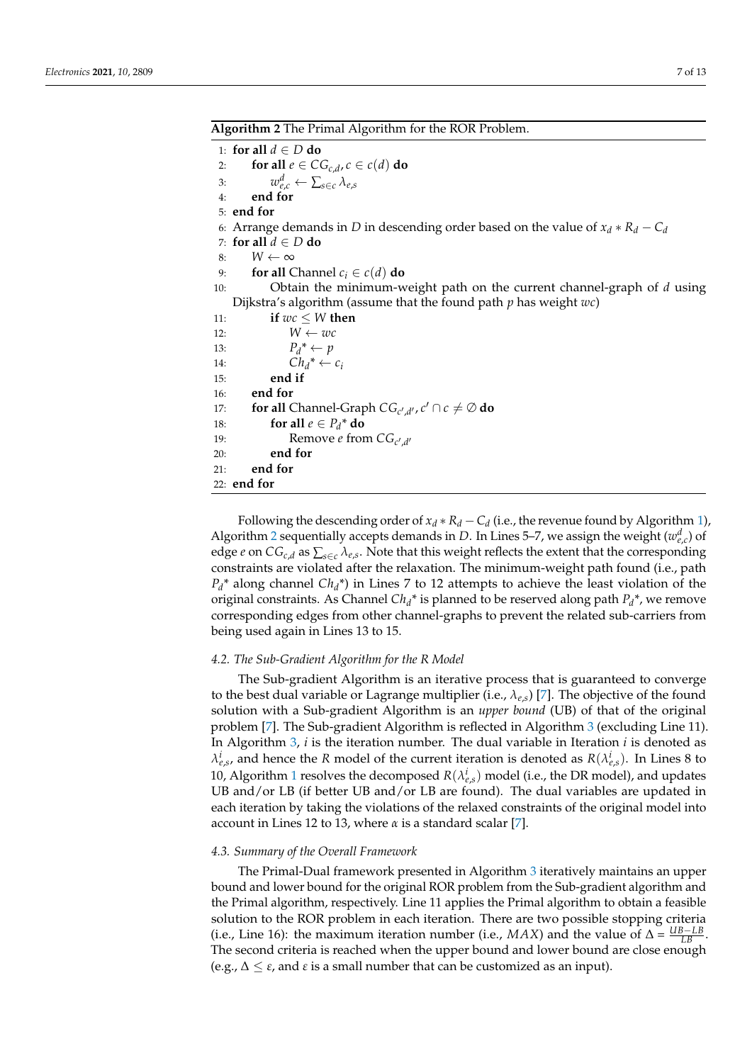**Algorithm 2** The Primal Algorithm for the ROR Problem.

```
1:  for all d ∈ D do
2:      for all e ∈ CG_{c,d}, c ∈ c(d) do
3:          w^d_{e,c} ← Σ_{s∈c} λ_{e,s}
4:      end for
5:  end for
6:  Arrange demands in D in descending order based on the value of x_d * R_d − C_d
7:  for all d ∈ D do
8:      W ← ∞
9:      for all Channel c_i ∈ c(d) do
10:         Obtain the minimum-weight path on the current channel-graph of d using
            Dijkstra's algorithm (assume that the found path p has weight wc)
11:         if wc ≤ W then
12:             W ← wc
13:             P_d* ← p
14:             Ch_d* ← c_i
15:         end if
16:     end for
17:     for all Channel-Graph CG_{c',d'}, c' ∩ c ≠ ∅ do
18:         for all e ∈ P_d* do
19:             Remove e from CG_{c',d'}
20:         end for
21:     end for
22: end for
```

Following the descending order of $x_d * R_d - C_d$ (i.e., the revenue found by Algorithm 1), Algorithm 2 sequentially accepts demands in $D$. In Lines 5–7, we assign the weight ($w^d_{e,c}$) of edge $e$ on $CG_{c,d}$ as $\sum_{s \in c} \lambda_{e,s}$. Note that this weight reflects the extent that the corresponding constraints are violated after the relaxation. The minimum-weight path found (i.e., path $P_d{}^*$ along channel $Ch_d{}^*$) in Lines 7 to 12 attempts to achieve the least violation of the original constraints. As Channel $Ch_d{}^*$ is planned to be reserved along path $P_d{}^*$, we remove corresponding edges from other channel-graphs to prevent the related sub-carriers from being used again in Lines 13 to 15.

### 4.2. The Sub-Gradient Algorithm for the R Model

The Sub-gradient Algorithm is an iterative process that is guaranteed to converge to the best dual variable or Lagrange multiplier (i.e., $\lambda_{e,s}$) [7]. The objective of the found solution with a Sub-gradient Algorithm is an *upper bound* (UB) of that of the original problem [7]. The Sub-gradient Algorithm is reflected in Algorithm 3 (excluding Line 11). In Algorithm 3, $i$ is the iteration number. The dual variable in Iteration $i$ is denoted as $\lambda^i_{e,s}$, and hence the $R$ model of the current iteration is denoted as $R(\lambda^i_{e,s})$. In Lines 8 to 10, Algorithm 1 resolves the decomposed $R(\lambda^i_{e,s})$ model (i.e., the DR model), and updates UB and/or LB (if better UB and/or LB are found). The dual variables are updated in each iteration by taking the violations of the relaxed constraints of the original model into account in Lines 12 to 13, where $\alpha$ is a standard scalar [7].

### 4.3. Summary of the Overall Framework

The Primal-Dual framework presented in Algorithm 3 iteratively maintains an upper bound and lower bound for the original ROR problem from the Sub-gradient algorithm and the Primal algorithm, respectively. Line 11 applies the Primal algorithm to obtain a feasible solution to the ROR problem in each iteration. There are two possible stopping criteria (i.e., Line 16): the maximum iteration number (i.e., $MAX$) and the value of $\Delta = \frac{UB-LB}{LB}$. The second criteria is reached when the upper bound and lower bound are close enough (e.g., $\Delta \leq \varepsilon$, and $\varepsilon$ is a small number that can be customized as an input).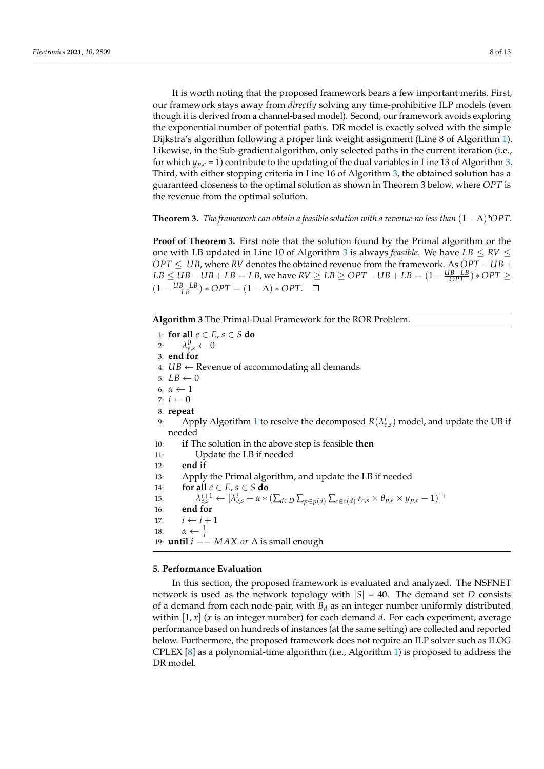It is worth noting that the proposed framework bears a few important merits. First, our framework stays away from *directly* solving any time-prohibitive ILP models (even though it is derived from a channel-based model). Second, our framework avoids exploring the exponential number of potential paths. DR model is exactly solved with the simple Dijkstra's algorithm following a proper link weight assignment (Line 8 of Algorithm 1). Likewise, in the Sub-gradient algorithm, only selected paths in the current iteration (i.e., for which $y_{p,c} = 1$) contribute to the updating of the dual variables in Line 13 of Algorithm 3. Third, with either stopping criteria in Line 16 of Algorithm 3, the obtained solution has a guaranteed closeness to the optimal solution as shown in Theorem 3 below, where $OPT$ is the revenue from the optimal solution.

**Theorem 3.** *The framework can obtain a feasible solution with a revenue no less than* $(1 - \Delta)*OPT$.

**Proof of Theorem 3.** First note that the solution found by the Primal algorithm or the one with LB updated in Line 10 of Algorithm 3 is always *feasible*. We have $LB \leq RV \leq OPT \leq UB$, where $RV$ denotes the obtained revenue from the framework. As $OPT - UB + LB \leq UB - UB + LB = LB$, we have $RV \geq LB \geq OPT - UB + LB = (1 - \frac{UB-LB}{OPT}) * OPT \geq (1 - \frac{UB-LB}{LB}) * OPT = (1 - \Delta) * OPT$. □

**Algorithm 3** The Primal-Dual Framework for the ROR Problem.

1: **for all** $e \in E, s \in S$ **do**
2: $\quad \lambda^0_{e,s} \leftarrow 0$
3: **end for**
4: $UB \leftarrow$ Revenue of accommodating all demands
5: $LB \leftarrow 0$
6: $\alpha \leftarrow 1$
7: $i \leftarrow 0$
8: **repeat**
9: $\quad$ Apply Algorithm 1 to resolve the decomposed $R(\lambda^i_{e,s})$ model, and update the UB if needed
10: $\quad$ **if** The solution in the above step is feasible **then**
11: $\quad\quad$ Update the LB if needed
12: $\quad$ **end if**
13: $\quad$ Apply the Primal algorithm, and update the LB if needed
14: $\quad$ **for all** $e \in E, s \in S$ **do**
15: $\quad\quad \lambda^{i+1}_{e,s} \leftarrow [\lambda^i_{e,s} + \alpha * (\sum_{d \in D} \sum_{p \in p(d)} \sum_{c \in c(d)} r_{c,s} \times \theta_{p,e} \times y_{p,c} - 1)]^+$
16: $\quad$ **end for**
17: $\quad i \leftarrow i + 1$
18: $\quad \alpha \leftarrow \frac{1}{i}$
19: **until** $i == MAX$ *or* $\Delta$ is small enough

## 5. Performance Evaluation

In this section, the proposed framework is evaluated and analyzed. The NSFNET network is used as the network topology with $|S| = 40$. The demand set $D$ consists of a demand from each node-pair, with $B_d$ as an integer number uniformly distributed within $[1, x]$ ($x$ is an integer number) for each demand $d$. For each experiment, average performance based on hundreds of instances (at the same setting) are collected and reported below. Furthermore, the proposed framework does not require an ILP solver such as ILOG CPLEX [8] as a polynomial-time algorithm (i.e., Algorithm 1) is proposed to address the DR model.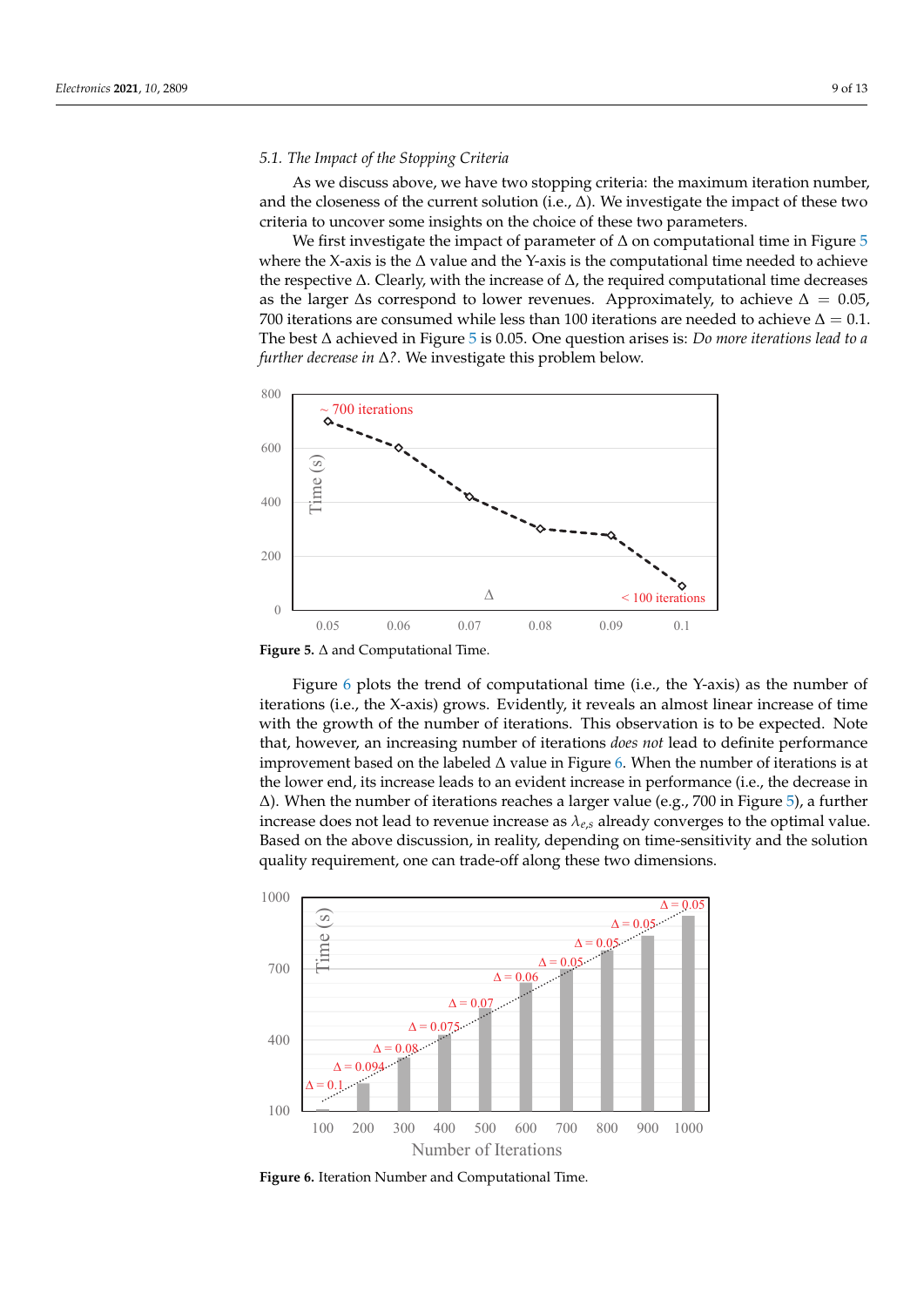### 5.1. The Impact of the Stopping Criteria

As we discuss above, we have two stopping criteria: the maximum iteration number, and the closeness of the current solution (i.e., $\Delta$). We investigate the impact of these two criteria to uncover some insights on the choice of these two parameters.

We first investigate the impact of parameter of $\Delta$ on computational time in Figure 5 where the X-axis is the $\Delta$ value and the Y-axis is the computational time needed to achieve the respective $\Delta$. Clearly, with the increase of $\Delta$, the required computational time decreases as the larger $\Delta$s correspond to lower revenues. Approximately, to achieve $\Delta = 0.05$, 700 iterations are consumed while less than 100 iterations are needed to achieve $\Delta = 0.1$. The best $\Delta$ achieved in Figure 5 is 0.05. One question arises is: *Do more iterations lead to a further decrease in* $\Delta$*?*. We investigate this problem below.

**Figure 5.** $\Delta$ and Computational Time.

Figure 6 plots the trend of computational time (i.e., the Y-axis) as the number of iterations (i.e., the X-axis) grows. Evidently, it reveals an almost linear increase of time with the growth of the number of iterations. This observation is to be expected. Note that, however, an increasing number of iterations *does not* lead to definite performance improvement based on the labeled $\Delta$ value in Figure 6. When the number of iterations is at the lower end, its increase leads to an evident increase in performance (i.e., the decrease in $\Delta$). When the number of iterations reaches a larger value (e.g., 700 in Figure 5), a further increase does not lead to revenue increase as $\lambda_{e,s}$ already converges to the optimal value. Based on the above discussion, in reality, depending on time-sensitivity and the solution quality requirement, one can trade-off along these two dimensions.

**Figure 6.** Iteration Number and Computational Time.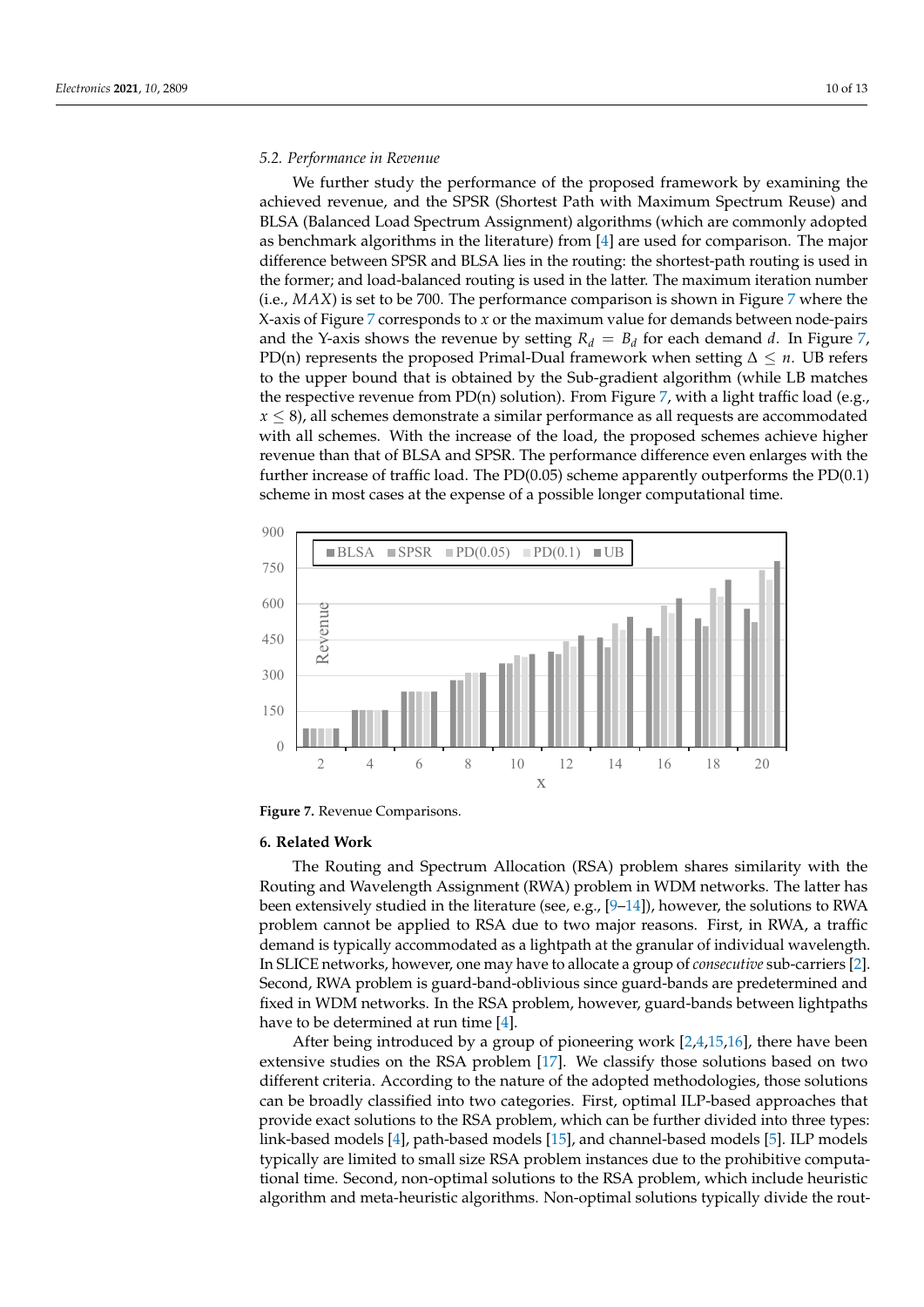### 5.2. Performance in Revenue

We further study the performance of the proposed framework by examining the achieved revenue, and the SPSR (Shortest Path with Maximum Spectrum Reuse) and BLSA (Balanced Load Spectrum Assignment) algorithms (which are commonly adopted as benchmark algorithms in the literature) from [4] are used for comparison. The major difference between SPSR and BLSA lies in the routing: the shortest-path routing is used in the former; and load-balanced routing is used in the latter. The maximum iteration number (i.e., $MAX$) is set to be 700. The performance comparison is shown in Figure 7 where the X-axis of Figure 7 corresponds to $x$ or the maximum value for demands between node-pairs and the Y-axis shows the revenue by setting $R_d = B_d$ for each demand $d$. In Figure 7, PD(n) represents the proposed Primal-Dual framework when setting $\Delta \leq n$. UB refers to the upper bound that is obtained by the Sub-gradient algorithm (while LB matches the respective revenue from PD(n) solution). From Figure 7, with a light traffic load (e.g., $x \leq 8$), all schemes demonstrate a similar performance as all requests are accommodated with all schemes. With the increase of the load, the proposed schemes achieve higher revenue than that of BLSA and SPSR. The performance difference even enlarges with the further increase of traffic load. The PD(0.05) scheme apparently outperforms the PD(0.1) scheme in most cases at the expense of a possible longer computational time.

**Figure 7.** Revenue Comparisons.

## 6. Related Work

The Routing and Spectrum Allocation (RSA) problem shares similarity with the Routing and Wavelength Assignment (RWA) problem in WDM networks. The latter has been extensively studied in the literature (see, e.g., [9–14]), however, the solutions to RWA problem cannot be applied to RSA due to two major reasons. First, in RWA, a traffic demand is typically accommodated as a lightpath at the granular of individual wavelength. In SLICE networks, however, one may have to allocate a group of *consecutive* sub-carriers [2]. Second, RWA problem is guard-band-oblivious since guard-bands are predetermined and fixed in WDM networks. In the RSA problem, however, guard-bands between lightpaths have to be determined at run time [4].

After being introduced by a group of pioneering work [2,4,15,16], there have been extensive studies on the RSA problem [17]. We classify those solutions based on two different criteria. According to the nature of the adopted methodologies, those solutions can be broadly classified into two categories. First, optimal ILP-based approaches that provide exact solutions to the RSA problem, which can be further divided into three types: link-based models [4], path-based models [15], and channel-based models [5]. ILP models typically are limited to small size RSA problem instances due to the prohibitive computational time. Second, non-optimal solutions to the RSA problem, which include heuristic algorithm and meta-heuristic algorithms. Non-optimal solutions typically divide the rout-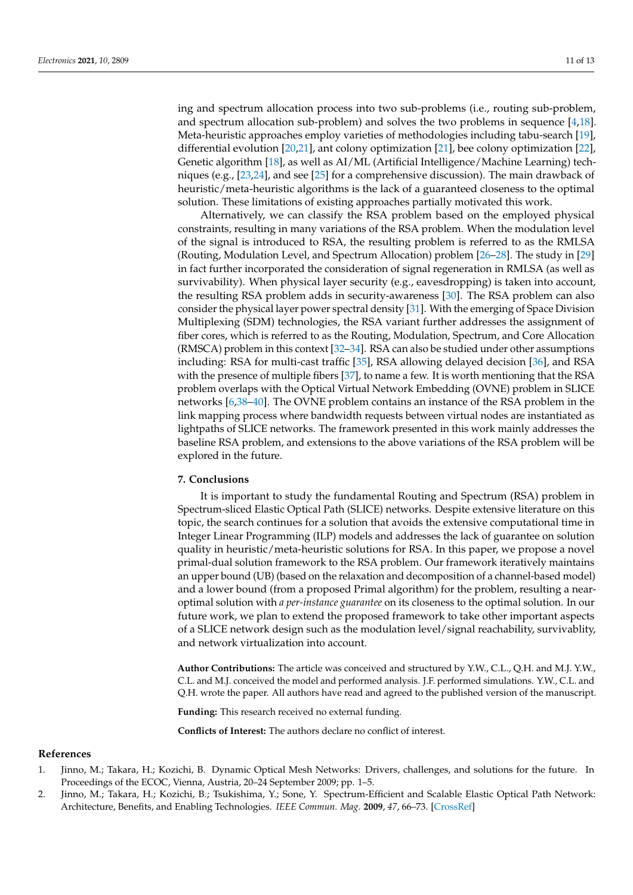ing and spectrum allocation process into two sub-problems (i.e., routing sub-problem, and spectrum allocation sub-problem) and solves the two problems in sequence [4,18]. Meta-heuristic approaches employ varieties of methodologies including tabu-search [19], differential evolution [20,21], ant colony optimization [21], bee colony optimization [22], Genetic algorithm [18], as well as AI/ML (Artificial Intelligence/Machine Learning) techniques (e.g., [23,24], and see [25] for a comprehensive discussion). The main drawback of heuristic/meta-heuristic algorithms is the lack of a guaranteed closeness to the optimal solution. These limitations of existing approaches partially motivated this work.

Alternatively, we can classify the RSA problem based on the employed physical constraints, resulting in many variations of the RSA problem. When the modulation level of the signal is introduced to RSA, the resulting problem is referred to as the RMLSA (Routing, Modulation Level, and Spectrum Allocation) problem [26–28]. The study in [29] in fact further incorporated the consideration of signal regeneration in RMLSA (as well as survivability). When physical layer security (e.g., eavesdropping) is taken into account, the resulting RSA problem adds in security-awareness [30]. The RSA problem can also consider the physical layer power spectral density [31]. With the emerging of Space Division Multiplexing (SDM) technologies, the RSA variant further addresses the assignment of fiber cores, which is referred to as the Routing, Modulation, Spectrum, and Core Allocation (RMSCA) problem in this context [32–34]. RSA can also be studied under other assumptions including: RSA for multi-cast traffic [35], RSA allowing delayed decision [36], and RSA with the presence of multiple fibers [37], to name a few. It is worth mentioning that the RSA problem overlaps with the Optical Virtual Network Embedding (OVNE) problem in SLICE networks [6,38–40]. The OVNE problem contains an instance of the RSA problem in the link mapping process where bandwidth requests between virtual nodes are instantiated as lightpaths of SLICE networks. The framework presented in this work mainly addresses the baseline RSA problem, and extensions to the above variations of the RSA problem will be explored in the future.

## 7. Conclusions

It is important to study the fundamental Routing and Spectrum (RSA) problem in Spectrum-sliced Elastic Optical Path (SLICE) networks. Despite extensive literature on this topic, the search continues for a solution that avoids the extensive computational time in Integer Linear Programming (ILP) models and addresses the lack of guarantee on solution quality in heuristic/meta-heuristic solutions for RSA. In this paper, we propose a novel primal-dual solution framework to the RSA problem. Our framework iteratively maintains an upper bound (UB) (based on the relaxation and decomposition of a channel-based model) and a lower bound (from a proposed Primal algorithm) for the problem, resulting a near-optimal solution with *a per-instance guarantee* on its closeness to the optimal solution. In our future work, we plan to extend the proposed framework to take other important aspects of a SLICE network design such as the modulation level/signal reachability, survivablity, and network virtualization into account.

**Author Contributions:** The article was conceived and structured by Y.W., C.L., Q.H. and M.J. Y.W., C.L. and M.J. conceived the model and performed analysis. J.F. performed simulations. Y.W., C.L. and Q.H. wrote the paper. All authors have read and agreed to the published version of the manuscript.

**Funding:** This research received no external funding.

**Conflicts of Interest:** The authors declare no conflict of interest.

## References

1. Jinno, M.; Takara, H.; Kozichi, B. Dynamic Optical Mesh Networks: Drivers, challenges, and solutions for the future. In Proceedings of the ECOC, Vienna, Austria, 20–24 September 2009; pp. 1–5.
2. Jinno, M.; Takara, H.; Kozichi, B.; Tsukishima, Y.; Sone, Y. Spectrum-Efficient and Scalable Elastic Optical Path Network: Architecture, Benefits, and Enabling Technologies. *IEEE Commun. Mag.* **2009**, *47*, 66–73. [CrossRef]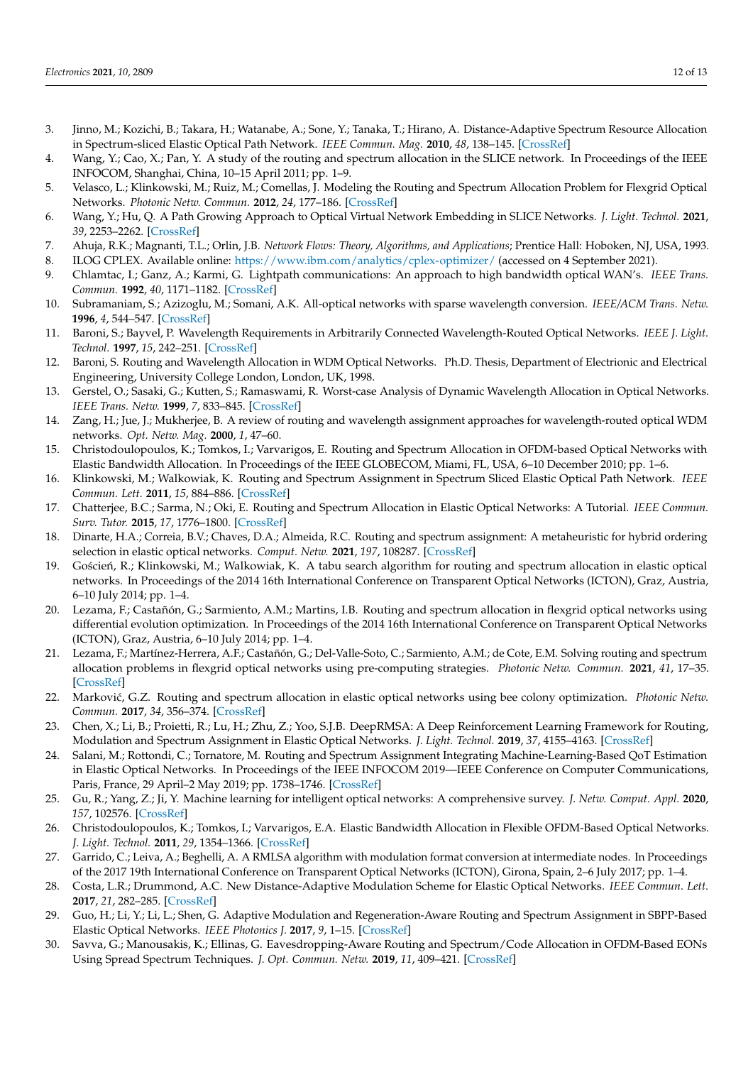3. Jinno, M.; Kozichi, B.; Takara, H.; Watanabe, A.; Sone, Y.; Tanaka, T.; Hirano, A. Distance-Adaptive Spectrum Resource Allocation in Spectrum-sliced Elastic Optical Path Network. *IEEE Commun. Mag.* **2010**, *48*, 138–145. [CrossRef]
4. Wang, Y.; Cao, X.; Pan, Y. A study of the routing and spectrum allocation in the SLICE network. In Proceedings of the IEEE INFOCOM, Shanghai, China, 10–15 April 2011; pp. 1–9.
5. Velasco, L.; Klinkowski, M.; Ruiz, M.; Comellas, J. Modeling the Routing and Spectrum Allocation Problem for Flexgrid Optical Networks. *Photonic Netw. Commun.* **2012**, *24*, 177–186. [CrossRef]
6. Wang, Y.; Hu, Q. A Path Growing Approach to Optical Virtual Network Embedding in SLICE Networks. *J. Light. Technol.* **2021**, *39*, 2253–2262. [CrossRef]
7. Ahuja, R.K.; Magnanti, T.L.; Orlin, J.B. *Network Flows: Theory, Algorithms, and Applications*; Prentice Hall: Hoboken, NJ, USA, 1993.
8. ILOG CPLEX. Available online: https://www.ibm.com/analytics/cplex-optimizer/ (accessed on 4 September 2021).
9. Chlamtac, I.; Ganz, A.; Karmi, G. Lightpath communications: An approach to high bandwidth optical WAN's. *IEEE Trans. Commun.* **1992**, *40*, 1171–1182. [CrossRef]
10. Subramaniam, S.; Azizoglu, M.; Somani, A.K. All-optical networks with sparse wavelength conversion. *IEEE/ACM Trans. Netw.* **1996**, *4*, 544–547. [CrossRef]
11. Baroni, S.; Bayvel, P. Wavelength Requirements in Arbitrarily Connected Wavelength-Routed Optical Networks. *IEEE J. Light. Technol.* **1997**, *15*, 242–251. [CrossRef]
12. Baroni, S. Routing and Wavelength Allocation in WDM Optical Networks. Ph.D. Thesis, Department of Electronic and Electrical Engineering, University College London, London, UK, 1998.
13. Gerstel, O.; Sasaki, G.; Kutten, S.; Ramaswami, R. Worst-case Analysis of Dynamic Wavelength Allocation in Optical Networks. *IEEE Trans. Netw.* **1999**, *7*, 833–845. [CrossRef]
14. Zang, H.; Jue, J.; Mukherjee, B. A review of routing and wavelength assignment approaches for wavelength-routed optical WDM networks. *Opt. Netw. Mag.* **2000**, *1*, 47–60.
15. Christodoulopoulos, K.; Tomkos, I.; Varvarigos, E. Routing and Spectrum Allocation in OFDM-based Optical Networks with Elastic Bandwidth Allocation. In Proceedings of the IEEE GLOBECOM, Miami, FL, USA, 6–10 December 2010; pp. 1–6.
16. Klinkowski, M.; Walkowiak, K. Routing and Spectrum Assignment in Spectrum Sliced Elastic Optical Path Network. *IEEE Commun. Lett.* **2011**, *15*, 884–886. [CrossRef]
17. Chatterjee, B.C.; Sarma, N.; Oki, E. Routing and Spectrum Allocation in Elastic Optical Networks: A Tutorial. *IEEE Commun. Surv. Tutor.* **2015**, *17*, 1776–1800. [CrossRef]
18. Dinarte, H.A.; Correia, B.V.; Chaves, D.A.; Almeida, R.C. Routing and spectrum assignment: A metaheuristic for hybrid ordering selection in elastic optical networks. *Comput. Netw.* **2021**, *197*, 108287. [CrossRef]
19. Goścień, R.; Klinkowski, M.; Walkowiak, K. A tabu search algorithm for routing and spectrum allocation in elastic optical networks. In Proceedings of the 2014 16th International Conference on Transparent Optical Networks (ICTON), Graz, Austria, 6–10 July 2014; pp. 1–4.
20. Lezama, F.; Castañón, G.; Sarmiento, A.M.; Martins, I.B. Routing and spectrum allocation in flexgrid optical networks using differential evolution optimization. In Proceedings of the 2014 16th International Conference on Transparent Optical Networks (ICTON), Graz, Austria, 6–10 July 2014; pp. 1–4.
21. Lezama, F.; Martínez-Herrera, A.F.; Castañón, G.; Del-Valle-Soto, C.; Sarmiento, A.M.; de Cote, E.M. Solving routing and spectrum allocation problems in flexgrid optical networks using pre-computing strategies. *Photonic Netw. Commun.* **2021**, *41*, 17–35. [CrossRef]
22. Marković, G.Z. Routing and spectrum allocation in elastic optical networks using bee colony optimization. *Photonic Netw. Commun.* **2017**, *34*, 356–374. [CrossRef]
23. Chen, X.; Li, B.; Proietti, R.; Lu, H.; Zhu, Z.; Yoo, S.J.B. DeepRMSA: A Deep Reinforcement Learning Framework for Routing, Modulation and Spectrum Assignment in Elastic Optical Networks. *J. Light. Technol.* **2019**, *37*, 4155–4163. [CrossRef]
24. Salani, M.; Rottondi, C.; Tornatore, M. Routing and Spectrum Assignment Integrating Machine-Learning-Based QoT Estimation in Elastic Optical Networks. In Proceedings of the IEEE INFOCOM 2019—IEEE Conference on Computer Communications, Paris, France, 29 April–2 May 2019; pp. 1738–1746. [CrossRef]
25. Gu, R.; Yang, Z.; Ji, Y. Machine learning for intelligent optical networks: A comprehensive survey. *J. Netw. Comput. Appl.* **2020**, *157*, 102576. [CrossRef]
26. Christodoulopoulos, K.; Tomkos, I.; Varvarigos, E.A. Elastic Bandwidth Allocation in Flexible OFDM-Based Optical Networks. *J. Light. Technol.* **2011**, *29*, 1354–1366. [CrossRef]
27. Garrido, C.; Leiva, A.; Beghelli, A. A RMLSA algorithm with modulation format conversion at intermediate nodes. In Proceedings of the 2017 19th International Conference on Transparent Optical Networks (ICTON), Girona, Spain, 2–6 July 2017; pp. 1–4.
28. Costa, L.R.; Drummond, A.C. New Distance-Adaptive Modulation Scheme for Elastic Optical Networks. *IEEE Commun. Lett.* **2017**, *21*, 282–285. [CrossRef]
29. Guo, H.; Li, Y.; Li, L.; Shen, G. Adaptive Modulation and Regeneration-Aware Routing and Spectrum Assignment in SBPP-Based Elastic Optical Networks. *IEEE Photonics J.* **2017**, *9*, 1–15. [CrossRef]
30. Savva, G.; Manousakis, K.; Ellinas, G. Eavesdropping-Aware Routing and Spectrum/Code Allocation in OFDM-Based EONs Using Spread Spectrum Techniques. *J. Opt. Commun. Netw.* **2019**, *11*, 409–421. [CrossRef]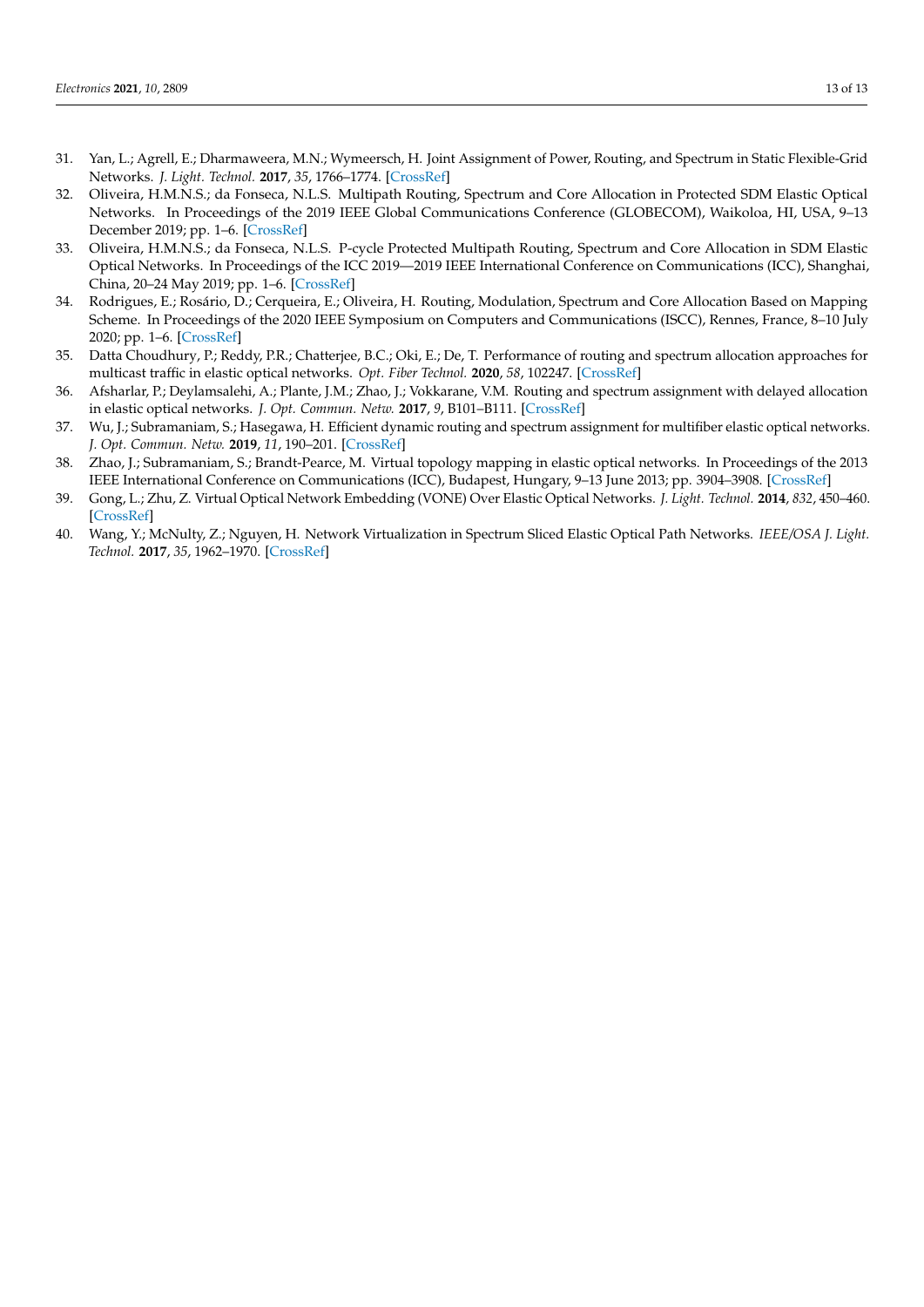31. Yan, L.; Agrell, E.; Dharmaweera, M.N.; Wymeersch, H. Joint Assignment of Power, Routing, and Spectrum in Static Flexible-Grid Networks. *J. Light. Technol.* **2017**, *35*, 1766–1774. [CrossRef]
32. Oliveira, H.M.N.S.; da Fonseca, N.L.S. Multipath Routing, Spectrum and Core Allocation in Protected SDM Elastic Optical Networks. In Proceedings of the 2019 IEEE Global Communications Conference (GLOBECOM), Waikoloa, HI, USA, 9–13 December 2019; pp. 1–6. [CrossRef]
33. Oliveira, H.M.N.S.; da Fonseca, N.L.S. P-cycle Protected Multipath Routing, Spectrum and Core Allocation in SDM Elastic Optical Networks. In Proceedings of the ICC 2019—2019 IEEE International Conference on Communications (ICC), Shanghai, China, 20–24 May 2019; pp. 1–6. [CrossRef]
34. Rodrigues, E.; Rosário, D.; Cerqueira, E.; Oliveira, H. Routing, Modulation, Spectrum and Core Allocation Based on Mapping Scheme. In Proceedings of the 2020 IEEE Symposium on Computers and Communications (ISCC), Rennes, France, 8–10 July 2020; pp. 1–6. [CrossRef]
35. Datta Choudhury, P.; Reddy, P.R.; Chatterjee, B.C.; Oki, E.; De, T. Performance of routing and spectrum allocation approaches for multicast traffic in elastic optical networks. *Opt. Fiber Technol.* **2020**, *58*, 102247. [CrossRef]
36. Afsharlar, P.; Deylamsalehi, A.; Plante, J.M.; Zhao, J.; Vokkarane, V.M. Routing and spectrum assignment with delayed allocation in elastic optical networks. *J. Opt. Commun. Netw.* **2017**, *9*, B101–B111. [CrossRef]
37. Wu, J.; Subramaniam, S.; Hasegawa, H. Efficient dynamic routing and spectrum assignment for multifiber elastic optical networks. *J. Opt. Commun. Netw.* **2019**, *11*, 190–201. [CrossRef]
38. Zhao, J.; Subramaniam, S.; Brandt-Pearce, M. Virtual topology mapping in elastic optical networks. In Proceedings of the 2013 IEEE International Conference on Communications (ICC), Budapest, Hungary, 9–13 June 2013; pp. 3904–3908. [CrossRef]
39. Gong, L.; Zhu, Z. Virtual Optical Network Embedding (VONE) Over Elastic Optical Networks. *J. Light. Technol.* **2014**, *832*, 450–460. [CrossRef]
40. Wang, Y.; McNulty, Z.; Nguyen, H. Network Virtualization in Spectrum Sliced Elastic Optical Path Networks. *IEEE/OSA J. Light. Technol.* **2017**, *35*, 1962–1970. [CrossRef]